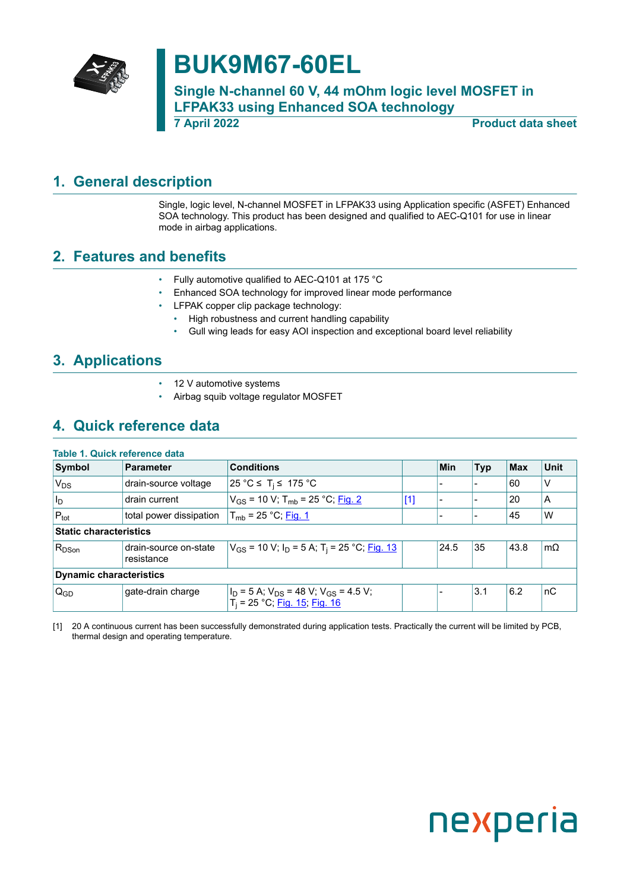# BUK9M67-60EL

## Single N-channel 60 V, 44 mOhm logic level MOSFET in LFPAK33 using Enhanced SOA technology

**7 April 2022** **Product data sheet**

## 1. General description

Single, logic level, N-channel MOSFET in LFPAK33 using Application specific (ASFET) Enhanced SOA technology. This product has been designed and qualified to AEC-Q101 for use in linear mode in airbag applications.

## 2. Features and benefits

- Fully automotive qualified to AEC-Q101 at 175 °C
- Enhanced SOA technology for improved linear mode performance
- LFPAK copper clip package technology:
  - High robustness and current handling capability
  - Gull wing leads for easy AOI inspection and exceptional board level reliability

## 3. Applications

- 12 V automotive systems
- Airbag squib voltage regulator MOSFET

## 4. Quick reference data

**Table 1. Quick reference data**

| Symbol | Parameter | Conditions | | Min | Typ | Max | Unit |
|---|---|---|---|---|---|---|---|
| $V_{DS}$ | drain-source voltage | 25 °C ≤ $T_j$ ≤ 175 °C | | - | - | 60 | V |
| $I_D$ | drain current | $V_{GS}$ = 10 V; $T_{mb}$ = 25 °C; Fig. 2 | [1] | - | - | 20 | A |
| $P_{tot}$ | total power dissipation | $T_{mb}$ = 25 °C; Fig. 1 | | - | - | 45 | W |
| **Static characteristics** | | | | | | | |
| $R_{DSon}$ | drain-source on-state resistance | $V_{GS}$ = 10 V; $I_D$ = 5 A; $T_j$ = 25 °C; Fig. 13 | | 24.5 | 35 | 43.8 | mΩ |
| **Dynamic characteristics** | | | | | | | |
| $Q_{GD}$ | gate-drain charge | $I_D$ = 5 A; $V_{DS}$ = 48 V; $V_{GS}$ = 4.5 V; $T_j$ = 25 °C; Fig. 15; Fig. 16 | | - | 3.1 | 6.2 | nC |

[1] 20 A continuous current has been successfully demonstrated during application tests. Practically the current will be limited by PCB, thermal design and operating temperature.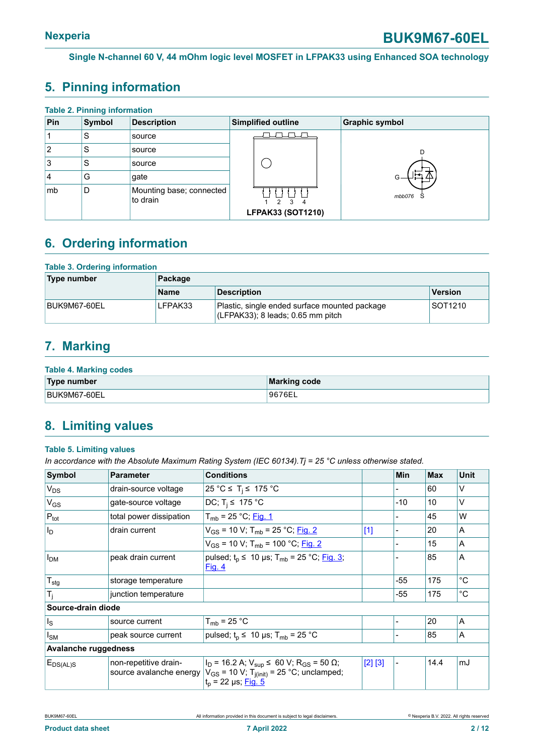## 5. Pinning information

**Table 2. Pinning information**

| Pin | Symbol | Description | Simplified outline | Graphic symbol |
|---|---|---|---|---|
| 1 | S | source | | |
| 2 | S | source | | |
| 3 | S | source | | |
| 4 | G | gate | | |
| mb | D | Mounting base; connected to drain | LFPAK33 (SOT1210) | mbb076 |

## 6. Ordering information

**Table 3. Ordering information**

| Type number | Package | | |
|---|---|---|---|
| | Name | Description | Version |
| BUK9M67-60EL | LFPAK33 | Plastic, single ended surface mounted package (LFPAK33); 8 leads; 0.65 mm pitch | SOT1210 |

## 7. Marking

**Table 4. Marking codes**

| Type number | Marking code |
|---|---|
| BUK9M67-60EL | 9676EL |

## 8. Limiting values

**Table 5. Limiting values**

*In accordance with the Absolute Maximum Rating System (IEC 60134).Tj = 25 °C unless otherwise stated.*

| Symbol | Parameter | Conditions | | Min | Max | Unit |
|---|---|---|---|---|---|---|
| $V_{DS}$ | drain-source voltage | 25 °C ≤ $T_j$ ≤ 175 °C | | - | 60 | V |
| $V_{GS}$ | gate-source voltage | DC; $T_j$ ≤ 175 °C | | -10 | 10 | V |
| $P_{tot}$ | total power dissipation | $T_{mb}$ = 25 °C; Fig. 1 | | - | 45 | W |
| $I_D$ | drain current | $V_{GS}$ = 10 V; $T_{mb}$ = 25 °C; Fig. 2 | [1] | - | 20 | A |
| | | $V_{GS}$ = 10 V; $T_{mb}$ = 100 °C; Fig. 2 | | - | 15 | A |
| $I_{DM}$ | peak drain current | pulsed; $t_p$ ≤ 10 µs; $T_{mb}$ = 25 °C; Fig. 3; Fig. 4 | | - | 85 | A |
| $T_{stg}$ | storage temperature | | | -55 | 175 | °C |
| $T_j$ | junction temperature | | | -55 | 175 | °C |
| **Source-drain diode** | | | | | | |
| $I_S$ | source current | $T_{mb}$ = 25 °C | | - | 20 | A |
| $I_{SM}$ | peak source current | pulsed; $t_p$ ≤ 10 µs; $T_{mb}$ = 25 °C | | - | 85 | A |
| **Avalanche ruggedness** | | | | | | |
| $E_{DS(AL)S}$ | non-repetitive drain-source avalanche energy | $I_D$ = 16.2 A; $V_{sup}$ ≤ 60 V; $R_{GS}$ = 50 Ω; $V_{GS}$ = 10 V; $T_{j(init)}$ = 25 °C; unclamped; $t_p$ = 22 µs; Fig. 5 | [2] [3] | - | 14.4 | mJ |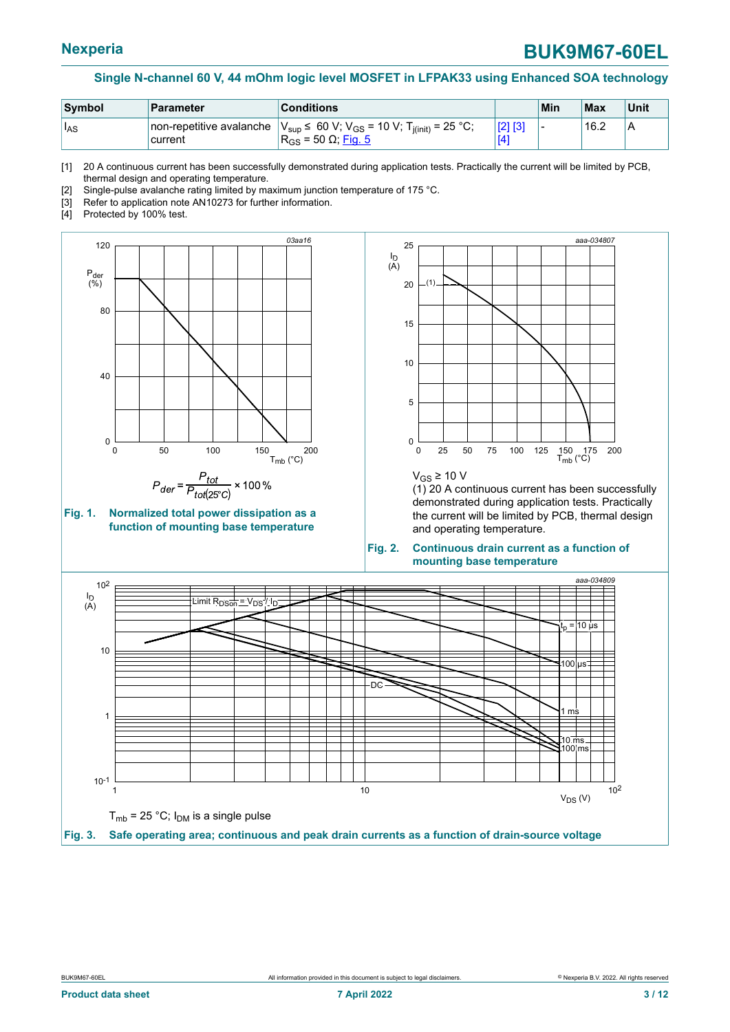| Symbol | Parameter | Conditions | | Min | Max | Unit |
|---|---|---|---|---|---|---|
| $I_{AS}$ | non-repetitive avalanche current | $V_{sup} \leq$ 60 V; $V_{GS}$ = 10 V; $T_{j(init)}$ = 25 °C; $R_{GS}$ = 50 Ω; Fig. 5 | [2] [3] [4] | - | 16.2 | A |

[1] 20 A continuous current has been successfully demonstrated during application tests. Practically the current will be limited by PCB, thermal design and operating temperature.

[2] Single-pulse avalanche rating limited by maximum junction temperature of 175 °C.

[3] Refer to application note AN10273 for further information.

[4] Protected by 100% test.

$$P_{der} = \frac{P_{tot}}{P_{tot(25°C)}} \times 100\,\%$$

**Fig. 1. Normalized total power dissipation as a function of mounting base temperature**

$V_{GS} \geq$ 10 V

(1) 20 A continuous current has been successfully demonstrated during application tests. Practically the current will be limited by PCB, thermal design and operating temperature.

**Fig. 2. Continuous drain current as a function of mounting base temperature**

$T_{mb}$ = 25 °C; $I_{DM}$ is a single pulse

**Fig. 3. Safe operating area; continuous and peak drain currents as a function of drain-source voltage**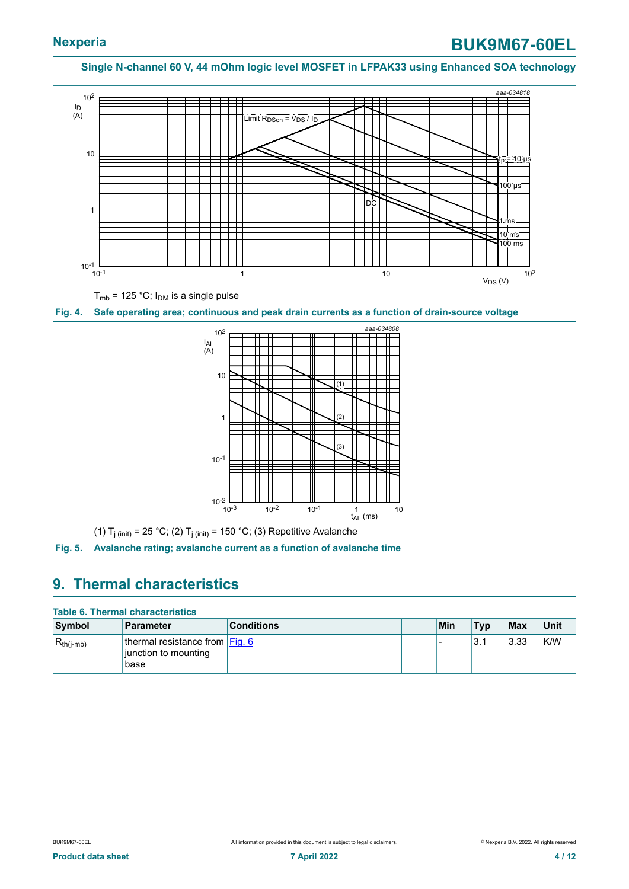aaa-034818

$I_D$ (A)

$10^2$

10

1

$10^{-1}$

$10^{-1}$ 1 10 $10^2$

$V_{DS}$ (V)

Limit $R_{DSon} = V_{DS} / I_D$

$t_p = 10$ µs

100 µs

DC

1 ms

10 ms

100 ms

$T_{mb} = 125$ °C; $I_{DM}$ is a single pulse

**Fig. 4. Safe operating area; continuous and peak drain currents as a function of drain-source voltage**

aaa-034808

$I_{AL}$ (A)

$10^2$

10

1

$10^{-1}$

$10^{-2}$

$10^{-3}$ $10^{-2}$ $10^{-1}$ 1 10

$t_{AL}$ (ms)

(1)

(2)

(3)

(1) $T_{j\,(init)} = 25$ °C; (2) $T_{j\,(init)} = 150$ °C; (3) Repetitive Avalanche

**Fig. 5. Avalanche rating; avalanche current as a function of avalanche time**

## 9. Thermal characteristics

**Table 6. Thermal characteristics**

| Symbol | Parameter | Conditions | | Min | Typ | Max | Unit |
|---|---|---|---|---|---|---|---|
| $R_{th(j-mb)}$ | thermal resistance from junction to mounting base | Fig. 6 | | - | 3.1 | 3.33 | K/W |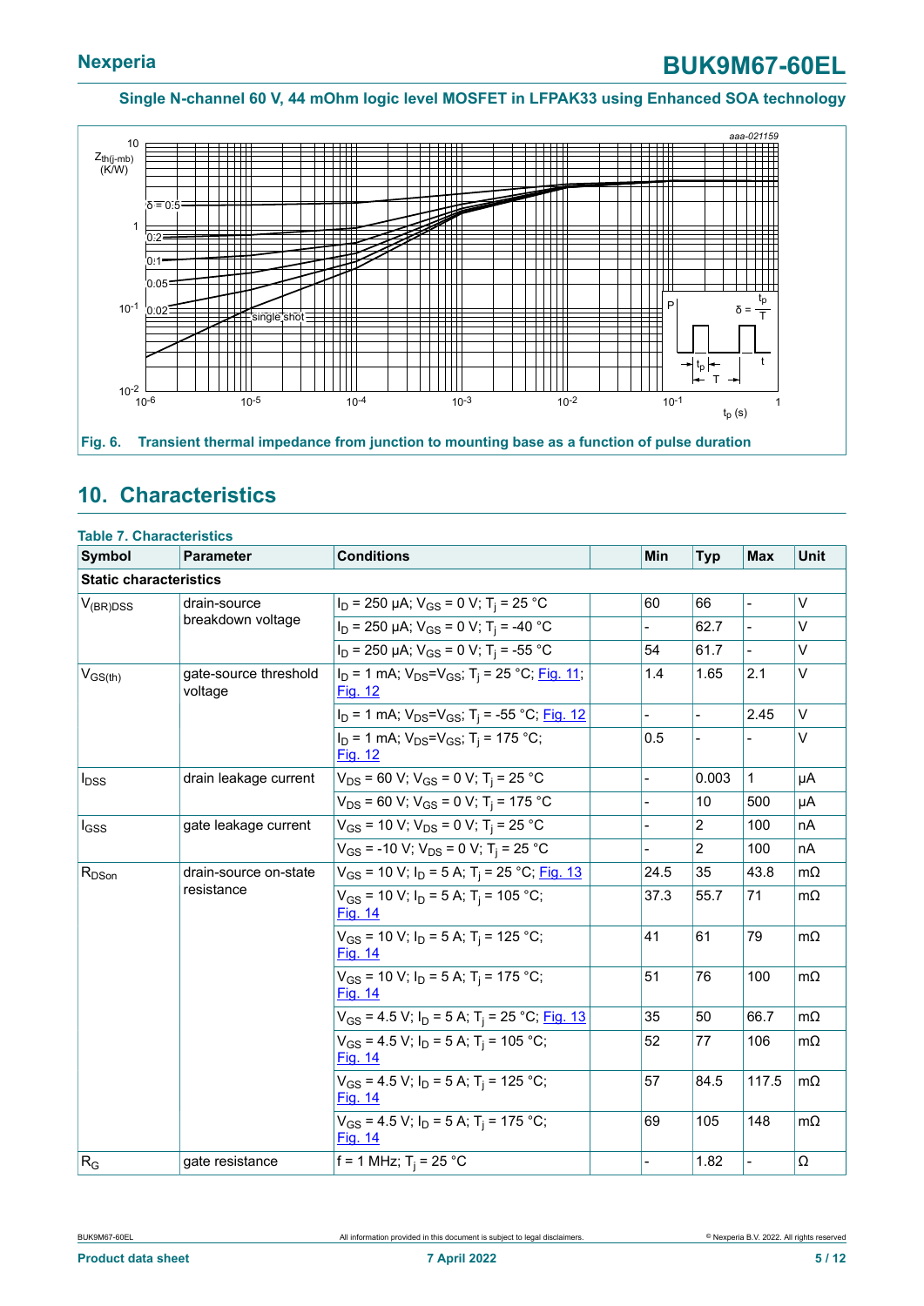aaa-021159

$Z_{th(j-mb)}$ (K/W)

10

1

$10^{-1}$

$10^{-2}$

δ = 0.5

0.2

0.1

0.05

0.02

single shot

$10^{-6}$ $10^{-5}$ $10^{-4}$ $10^{-3}$ $10^{-2}$ $10^{-1}$ 1

$t_p$ (s)

P

$\delta = \frac{t_p}{T}$

$t_p$

T

t

**Fig. 6. Transient thermal impedance from junction to mounting base as a function of pulse duration**

## 10. Characteristics

**Table 7. Characteristics**

| Symbol | Parameter | Conditions | Min | Typ | Max | Unit |
|---|---|---|---|---|---|---|
| **Static characteristics** | | | | | | |
| $V_{(BR)DSS}$ | drain-source breakdown voltage | $I_D$ = 250 µA; $V_{GS}$ = 0 V; $T_j$ = 25 °C | 60 | 66 | - | V |
| | | $I_D$ = 250 µA; $V_{GS}$ = 0 V; $T_j$ = -40 °C | - | 62.7 | - | V |
| | | $I_D$ = 250 µA; $V_{GS}$ = 0 V; $T_j$ = -55 °C | 54 | 61.7 | - | V |
| $V_{GS(th)}$ | gate-source threshold voltage | $I_D$ = 1 mA; $V_{DS}$=$V_{GS}$; $T_j$ = 25 °C; Fig. 11; Fig. 12 | 1.4 | 1.65 | 2.1 | V |
| | | $I_D$ = 1 mA; $V_{DS}$=$V_{GS}$; $T_j$ = -55 °C; Fig. 12 | - | - | 2.45 | V |
| | | $I_D$ = 1 mA; $V_{DS}$=$V_{GS}$; $T_j$ = 175 °C; Fig. 12 | 0.5 | - | - | V |
| $I_{DSS}$ | drain leakage current | $V_{DS}$ = 60 V; $V_{GS}$ = 0 V; $T_j$ = 25 °C | - | 0.003 | 1 | µA |
| | | $V_{DS}$ = 60 V; $V_{GS}$ = 0 V; $T_j$ = 175 °C | - | 10 | 500 | µA |
| $I_{GSS}$ | gate leakage current | $V_{GS}$ = 10 V; $V_{DS}$ = 0 V; $T_j$ = 25 °C | - | 2 | 100 | nA |
| | | $V_{GS}$ = -10 V; $V_{DS}$ = 0 V; $T_j$ = 25 °C | - | 2 | 100 | nA |
| $R_{DSon}$ | drain-source on-state resistance | $V_{GS}$ = 10 V; $I_D$ = 5 A; $T_j$ = 25 °C; Fig. 13 | 24.5 | 35 | 43.8 | mΩ |
| | | $V_{GS}$ = 10 V; $I_D$ = 5 A; $T_j$ = 105 °C; Fig. 14 | 37.3 | 55.7 | 71 | mΩ |
| | | $V_{GS}$ = 10 V; $I_D$ = 5 A; $T_j$ = 125 °C; Fig. 14 | 41 | 61 | 79 | mΩ |
| | | $V_{GS}$ = 10 V; $I_D$ = 5 A; $T_j$ = 175 °C; Fig. 14 | 51 | 76 | 100 | mΩ |
| | | $V_{GS}$ = 4.5 V; $I_D$ = 5 A; $T_j$ = 25 °C; Fig. 13 | 35 | 50 | 66.7 | mΩ |
| | | $V_{GS}$ = 4.5 V; $I_D$ = 5 A; $T_j$ = 105 °C; Fig. 14 | 52 | 77 | 106 | mΩ |
| | | $V_{GS}$ = 4.5 V; $I_D$ = 5 A; $T_j$ = 125 °C; Fig. 14 | 57 | 84.5 | 117.5 | mΩ |
| | | $V_{GS}$ = 4.5 V; $I_D$ = 5 A; $T_j$ = 175 °C; Fig. 14 | 69 | 105 | 148 | mΩ |
| $R_G$ | gate resistance | f = 1 MHz; $T_j$ = 25 °C | - | 1.82 | - | Ω |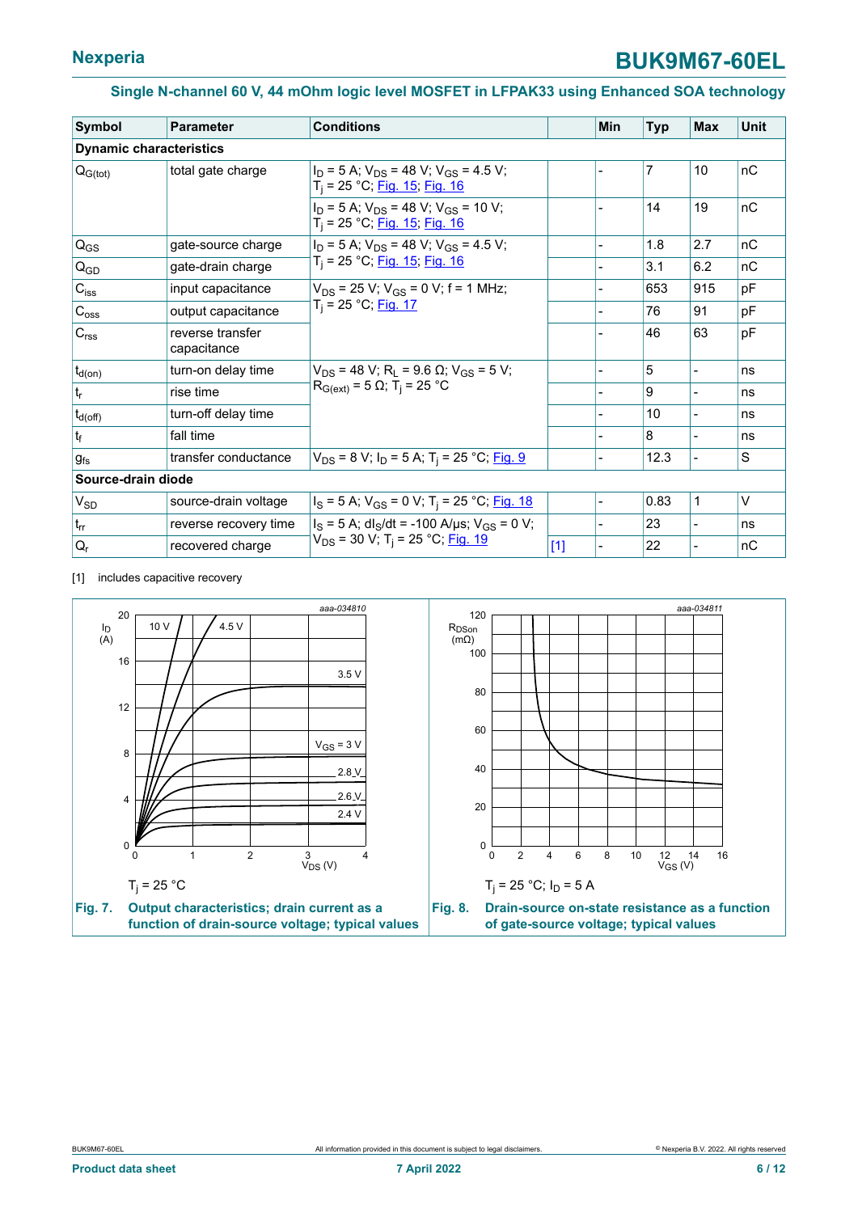| Symbol | Parameter | Conditions | | Min | Typ | Max | Unit |
|---|---|---|---|---|---|---|---|
| **Dynamic characteristics** | | | | | | | |
| $Q_{G(tot)}$ | total gate charge | $I_D$ = 5 A; $V_{DS}$ = 48 V; $V_{GS}$ = 4.5 V; $T_j$ = 25 °C; Fig. 15; Fig. 16 | | - | 7 | 10 | nC |
| | | $I_D$ = 5 A; $V_{DS}$ = 48 V; $V_{GS}$ = 10 V; $T_j$ = 25 °C; Fig. 15; Fig. 16 | | - | 14 | 19 | nC |
| $Q_{GS}$ | gate-source charge | $I_D$ = 5 A; $V_{DS}$ = 48 V; $V_{GS}$ = 4.5 V; $T_j$ = 25 °C; Fig. 15; Fig. 16 | | - | 1.8 | 2.7 | nC |
| $Q_{GD}$ | gate-drain charge | | | - | 3.1 | 6.2 | nC |
| $C_{iss}$ | input capacitance | $V_{DS}$ = 25 V; $V_{GS}$ = 0 V; f = 1 MHz; $T_j$ = 25 °C; Fig. 17 | | - | 653 | 915 | pF |
| $C_{oss}$ | output capacitance | | | - | 76 | 91 | pF |
| $C_{rss}$ | reverse transfer capacitance | | | - | 46 | 63 | pF |
| $t_{d(on)}$ | turn-on delay time | $V_{DS}$ = 48 V; $R_L$ = 9.6 Ω; $V_{GS}$ = 5 V; $R_{G(ext)}$ = 5 Ω; $T_j$ = 25 °C | | - | 5 | - | ns |
| $t_r$ | rise time | | | - | 9 | - | ns |
| $t_{d(off)}$ | turn-off delay time | | | - | 10 | - | ns |
| $t_f$ | fall time | | | - | 8 | - | ns |
| $g_{fs}$ | transfer conductance | $V_{DS}$ = 8 V; $I_D$ = 5 A; $T_j$ = 25 °C; Fig. 9 | | - | 12.3 | - | S |
| **Source-drain diode** | | | | | | | |
| $V_{SD}$ | source-drain voltage | $I_S$ = 5 A; $V_{GS}$ = 0 V; $T_j$ = 25 °C; Fig. 18 | | - | 0.83 | 1 | V |
| $t_{rr}$ | reverse recovery time | $I_S$ = 5 A; $dI_S/dt$ = -100 A/µs; $V_{GS}$ = 0 V; $V_{DS}$ = 30 V; $T_j$ = 25 °C; Fig. 19 | | - | 23 | - | ns |
| $Q_r$ | recovered charge | | [1] | - | 22 | - | nC |

[1] includes capacitive recovery

aaa-034810

$I_D$ (A)

20, 16, 12, 8, 4, 0

0, 1, 2, 3, 4

$V_{DS}$ (V)

10 V, 4.5 V, 3.5 V, $V_{GS}$ = 3 V, 2.8 V, 2.6 V, 2.4 V

$T_j$ = 25 °C

**Fig. 7. Output characteristics; drain current as a function of drain-source voltage; typical values**

aaa-034811

$R_{DSon}$ (mΩ)

120, 100, 80, 60, 40, 20, 0

0, 2, 4, 6, 8, 10, 12, 14, 16

$V_{GS}$ (V)

$T_j$ = 25 °C; $I_D$ = 5 A

**Fig. 8. Drain-source on-state resistance as a function of gate-source voltage; typical values**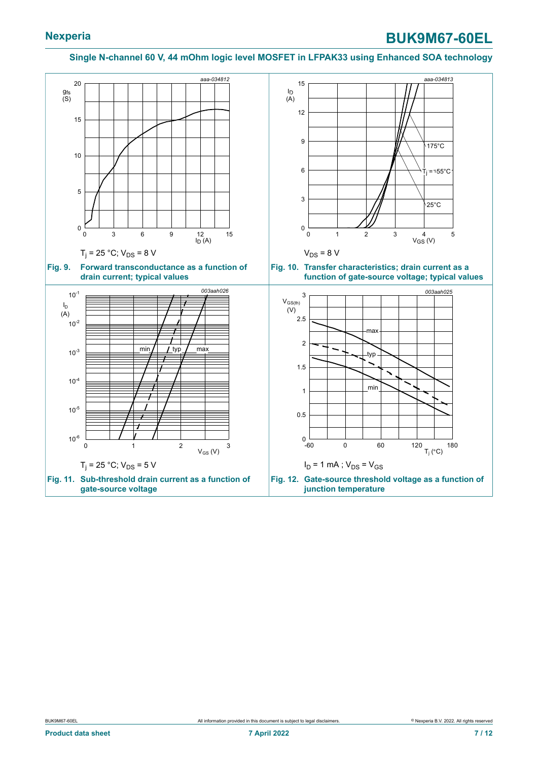## Single N-channel 60 V, 44 mOhm logic level MOSFET in LFPAK33 using Enhanced SOA technology

aaa-034812

$g_{fs}$ (S)

20, 15, 10, 5, 0

0, 3, 6, 9, 12, 15

$I_D$ (A)

$T_j$ = 25 °C; $V_{DS}$ = 8 V

**Fig. 9. Forward transconductance as a function of drain current; typical values**

aaa-034813

$I_D$ (A)

15, 12, 9, 6, 3, 0

0, 1, 2, 3, 4, 5

$V_{GS}$ (V)

175°C

$T_j$ = -55°C

25°C

$V_{DS}$ = 8 V

**Fig. 10. Transfer characteristics; drain current as a function of gate-source voltage; typical values**

003aah026

$I_D$ (A)

$10^{-1}$, $10^{-2}$, $10^{-3}$, $10^{-4}$, $10^{-5}$, $10^{-6}$

0, 1, 2, 3

$V_{GS}$ (V)

min, typ, max

$T_j$ = 25 °C; $V_{DS}$ = 5 V

**Fig. 11. Sub-threshold drain current as a function of gate-source voltage**

003aah025

$V_{GS(th)}$ (V)

3, 2.5, 2, 1.5, 1, 0.5, 0

-60, 0, 60, 120, 180

$T_j$ (°C)

max, typ, min

$I_D$ = 1 mA ; $V_{DS}$ = $V_{GS}$

**Fig. 12. Gate-source threshold voltage as a function of junction temperature**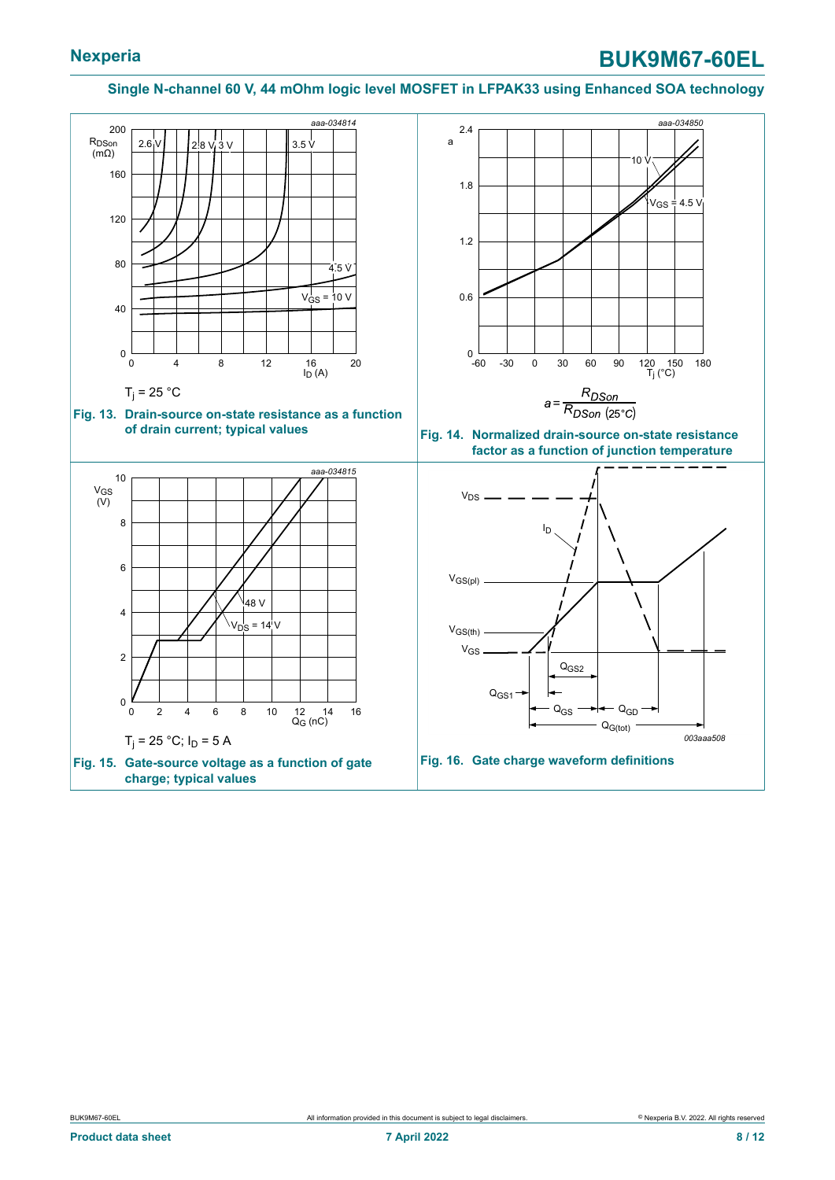## Single N-channel 60 V, 44 mOhm logic level MOSFET in LFPAK33 using Enhanced SOA technology

aaa-034814

$R_{DSon}$ (mΩ)

200
160
120
80
40
0

0 4 8 12 16 20

$I_D$ (A)

2.6 V
2.8 V
3 V
3.5 V
4.5 V
$V_{GS}$ = 10 V

$T_j$ = 25 °C

**Fig. 13. Drain-source on-state resistance as a function of drain current; typical values**

aaa-034850

a

2.4
1.8
1.2
0.6
0

-60 -30 0 30 60 90 120 150 180

$T_j$ (°C)

10 V
$V_{GS}$ = 4.5 V

$$a = \frac{R_{DSon}}{R_{DSon\ (25°C)}}$$

**Fig. 14. Normalized drain-source on-state resistance factor as a function of junction temperature**

aaa-034815

$V_{GS}$ (V)

10
8
6
4
2
0

0 2 4 6 8 10 12 14 16

$Q_G$ (nC)

48 V
$V_{DS}$ = 14 V

$T_j$ = 25 °C; $I_D$ = 5 A

**Fig. 15. Gate-source voltage as a function of gate charge; typical values**

$V_{DS}$
$I_D$
$V_{GS(pl)}$
$V_{GS(th)}$
$V_{GS}$
$Q_{GS2}$
$Q_{GS1}$
$Q_{GS}$
$Q_{GD}$
$Q_{G(tot)}$

003aaa508

**Fig. 16. Gate charge waveform definitions**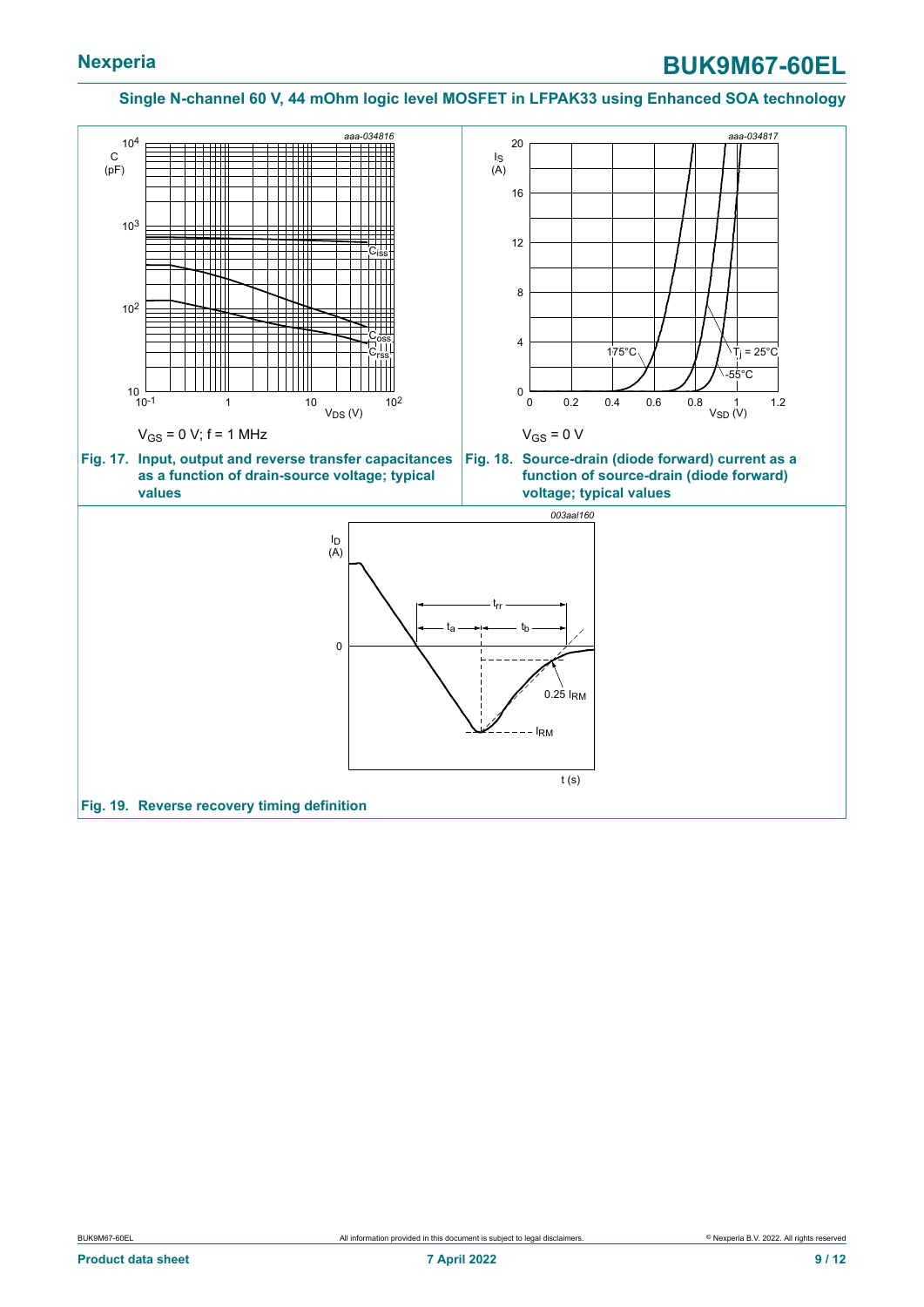aaa-034816

C (pF)

$10^4$

$10^3$

$10^2$

10

$10^{-1}$ 1 10 $10^2$

$V_{DS}$ (V)

$C_{iss}$

$C_{oss}$

$C_{rss}$

$V_{GS}$ = 0 V; f = 1 MHz

**Fig. 17. Input, output and reverse transfer capacitances as a function of drain-source voltage; typical values**

aaa-034817

$I_S$ (A)

20

16

12

8

4

0

0 0.2 0.4 0.6 0.8 1 1.2

$V_{SD}$ (V)

175°C

$T_j$ = 25°C

-55°C

$V_{GS}$ = 0 V

**Fig. 18. Source-drain (diode forward) current as a function of source-drain (diode forward) voltage; typical values**

003aal160

$I_D$ (A)

0

$t_{rr}$

$t_a$

$t_b$

0.25 $I_{RM}$

$I_{RM}$

t (s)

**Fig. 19. Reverse recovery timing definition**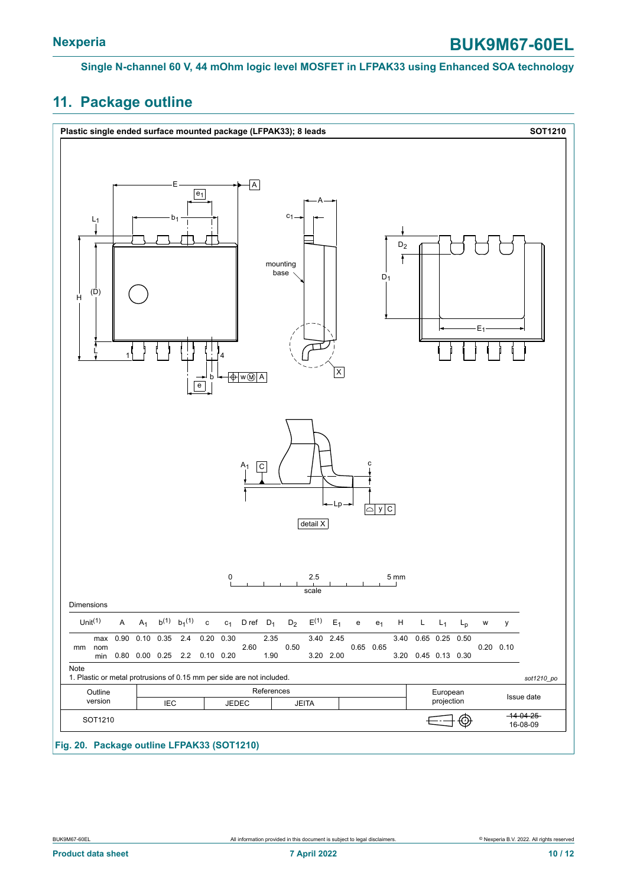## 11. Package outline

**Plastic single ended surface mounted package (LFPAK33); 8 leads** **SOT1210**

Dimensions

| Unit[1] | | A | $A_1$ | b[1] | $b_1$[1] | c | $c_1$ | D ref | $D_1$ | $D_2$ | E[1] | $E_1$ | e | $e_1$ | H | L | $L_1$ | $L_p$ | w | y |
|---|---|---|---|---|---|---|---|---|---|---|---|---|---|---|---|---|---|---|---|---|
| mm | max | 0.90 | 0.10 | 0.35 | 2.4 | 0.20 | 0.30 | | 2.35 | | 3.40 | 2.45 | | | 3.40 | 0.65 | 0.25 | 0.50 | | |
| | nom | | | | | | | 2.60 | | 0.50 | | | 0.65 | 0.65 | | | | | 0.20 | 0.10 |
| | min | 0.80 | 0.00 | 0.25 | 2.2 | 0.10 | 0.20 | | 1.90 | | 3.20 | 2.00 | | | 3.20 | 0.45 | 0.13 | 0.30 | | |

Note
1. Plastic or metal protrusions of 0.15 mm per side are not included.

sot1210_po

| Outline version | References IEC | References JEDEC | References JEITA | | European projection | Issue date |
|---|---|---|---|---|---|---|
| SOT1210 | | | | | | ~~14-04-25~~ 16-08-09 |

**Fig. 20. Package outline LFPAK33 (SOT1210)**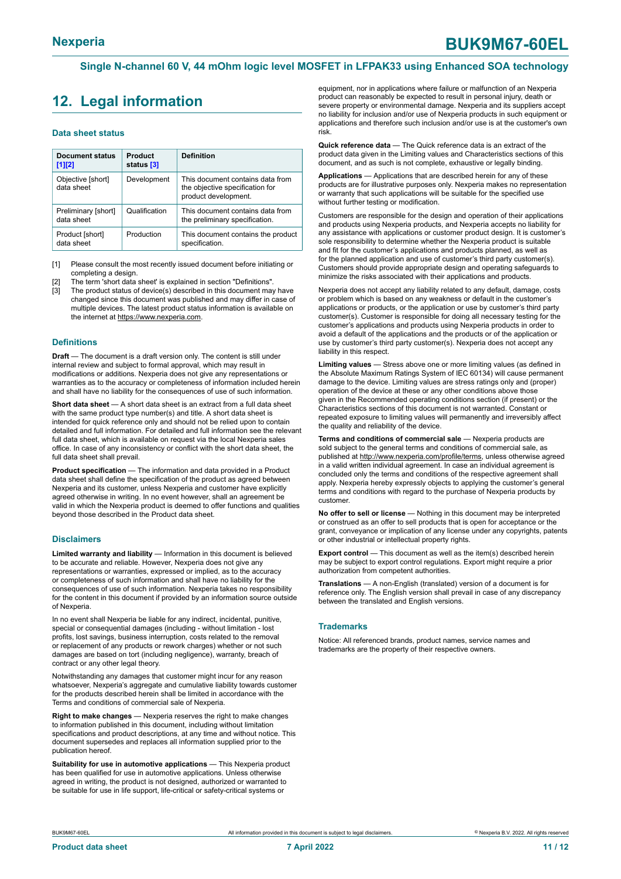# 12. Legal information

### Data sheet status

| Document status [1][2] | Product status [3] | Definition |
|---|---|---|
| Objective [short] data sheet | Development | This document contains data from the objective specification for product development. |
| Preliminary [short] data sheet | Qualification | This document contains data from the preliminary specification. |
| Product [short] data sheet | Production | This document contains the product specification. |

[1] Please consult the most recently issued document before initiating or completing a design.
[2] The term 'short data sheet' is explained in section "Definitions".
[3] The product status of device(s) described in this document may have changed since this document was published and may differ in case of multiple devices. The latest product status information is available on the internet at https://www.nexperia.com.

### Definitions

**Draft** — The document is a draft version only. The content is still under internal review and subject to formal approval, which may result in modifications or additions. Nexperia does not give any representations or warranties as to the accuracy or completeness of information included herein and shall have no liability for the consequences of use of such information.

**Short data sheet** — A short data sheet is an extract from a full data sheet with the same product type number(s) and title. A short data sheet is intended for quick reference only and should not be relied upon to contain detailed and full information. For detailed and full information see the relevant full data sheet, which is available on request via the local Nexperia sales office. In case of any inconsistency or conflict with the short data sheet, the full data sheet shall prevail.

**Product specification** — The information and data provided in a Product data sheet shall define the specification of the product as agreed between Nexperia and its customer, unless Nexperia and customer have explicitly agreed otherwise in writing. In no event however, shall an agreement be valid in which the Nexperia product is deemed to offer functions and qualities beyond those described in the Product data sheet.

### Disclaimers

**Limited warranty and liability** — Information in this document is believed to be accurate and reliable. However, Nexperia does not give any representations or warranties, expressed or implied, as to the accuracy or completeness of such information and shall have no liability for the consequences of use of such information. Nexperia takes no responsibility for the content in this document if provided by an information source outside of Nexperia.

In no event shall Nexperia be liable for any indirect, incidental, punitive, special or consequential damages (including - without limitation - lost profits, lost savings, business interruption, costs related to the removal or replacement of any products or rework charges) whether or not such damages are based on tort (including negligence), warranty, breach of contract or any other legal theory.

Notwithstanding any damages that customer might incur for any reason whatsoever, Nexperia's aggregate and cumulative liability towards customer for the products described herein shall be limited in accordance with the Terms and conditions of commercial sale of Nexperia.

**Right to make changes** — Nexperia reserves the right to make changes to information published in this document, including without limitation specifications and product descriptions, at any time and without notice. This document supersedes and replaces all information supplied prior to the publication hereof.

**Suitability for use in automotive applications** — This Nexperia product has been qualified for use in automotive applications. Unless otherwise agreed in writing, the product is not designed, authorized or warranted to be suitable for use in life support, life-critical or safety-critical systems or equipment, nor in applications where failure or malfunction of an Nexperia product can reasonably be expected to result in personal injury, death or severe property or environmental damage. Nexperia and its suppliers accept no liability for inclusion and/or use of Nexperia products in such equipment or applications and therefore such inclusion and/or use is at the customer's own risk.

**Quick reference data** — The Quick reference data is an extract of the product data given in the Limiting values and Characteristics sections of this document, and as such is not complete, exhaustive or legally binding.

**Applications** — Applications that are described herein for any of these products are for illustrative purposes only. Nexperia makes no representation or warranty that such applications will be suitable for the specified use without further testing or modification.

Customers are responsible for the design and operation of their applications and products using Nexperia products, and Nexperia accepts no liability for any assistance with applications or customer product design. It is customer's sole responsibility to determine whether the Nexperia product is suitable and fit for the customer's applications and products planned, as well as for the planned application and use of customer's third party customer(s). Customers should provide appropriate design and operating safeguards to minimize the risks associated with their applications and products.

Nexperia does not accept any liability related to any default, damage, costs or problem which is based on any weakness or default in the customer's applications or products, or the application or use by customer's third party customer(s). Customer is responsible for doing all necessary testing for the customer's applications and products using Nexperia products in order to avoid a default of the applications and the products or of the application or use by customer's third party customer(s). Nexperia does not accept any liability in this respect.

**Limiting values** — Stress above one or more limiting values (as defined in the Absolute Maximum Ratings System of IEC 60134) will cause permanent damage to the device. Limiting values are stress ratings only and (proper) operation of the device at these or any other conditions above those given in the Recommended operating conditions section (if present) or the Characteristics sections of this document is not warranted. Constant or repeated exposure to limiting values will permanently and irreversibly affect the quality and reliability of the device.

**Terms and conditions of commercial sale** — Nexperia products are sold subject to the general terms and conditions of commercial sale, as published at http://www.nexperia.com/profile/terms, unless otherwise agreed in a valid written individual agreement. In case an individual agreement is concluded only the terms and conditions of the respective agreement shall apply. Nexperia hereby expressly objects to applying the customer's general terms and conditions with regard to the purchase of Nexperia products by customer.

**No offer to sell or license** — Nothing in this document may be interpreted or construed as an offer to sell products that is open for acceptance or the grant, conveyance or implication of any license under any copyrights, patents or other industrial or intellectual property rights.

**Export control** — This document as well as the item(s) described herein may be subject to export control regulations. Export might require a prior authorization from competent authorities.

**Translations** — A non-English (translated) version of a document is for reference only. The English version shall prevail in case of any discrepancy between the translated and English versions.

### Trademarks

Notice: All referenced brands, product names, service names and trademarks are the property of their respective owners.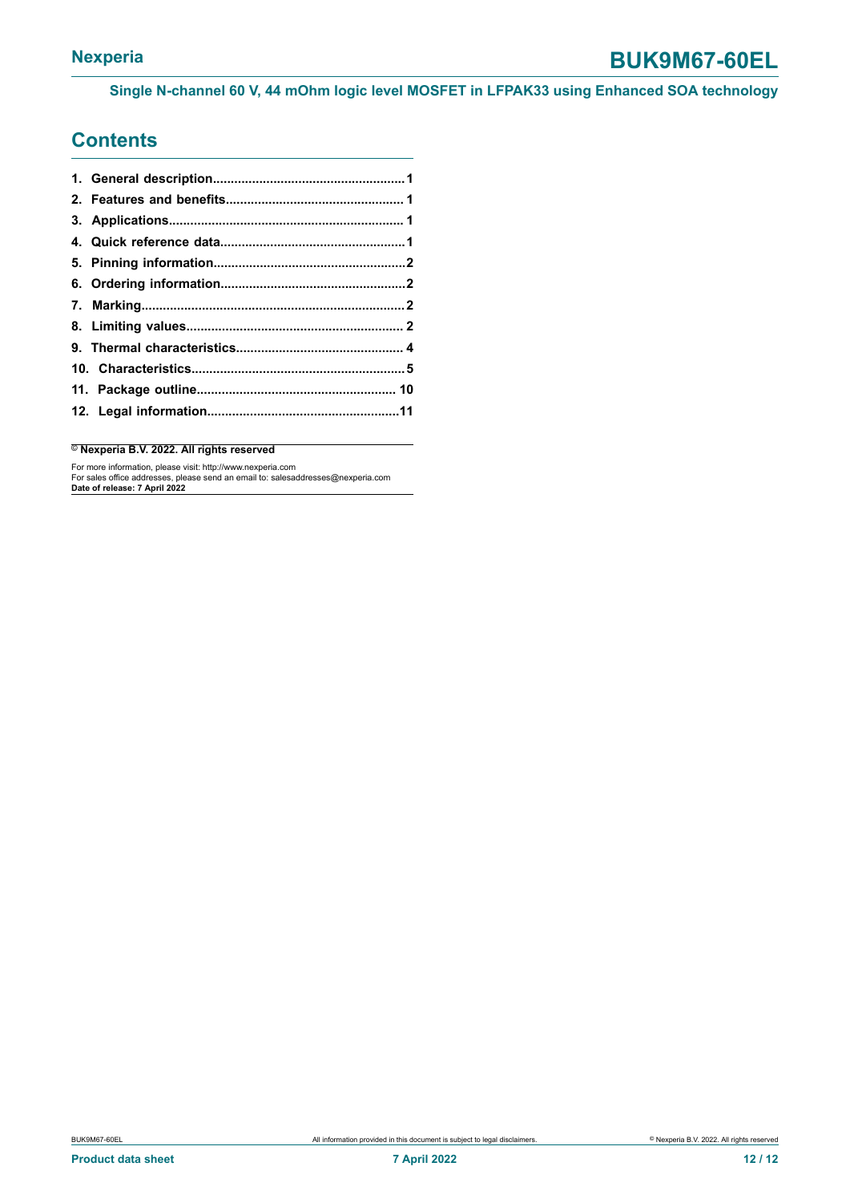## Contents

1. General description......................................................1
2. Features and benefits..................................................1
3. Applications..................................................................1
4. Quick reference data....................................................1
5. Pinning information......................................................2
6. Ordering information....................................................2
7. Marking..........................................................................2
8. Limiting values..............................................................2
9. Thermal characteristics................................................4
10. Characteristics.............................................................5
11. Package outline.........................................................10
12. Legal information.......................................................11

**© Nexperia B.V. 2022. All rights reserved**

For more information, please visit: http://www.nexperia.com
For sales office addresses, please send an email to: salesaddresses@nexperia.com
**Date of release: 7 April 2022**